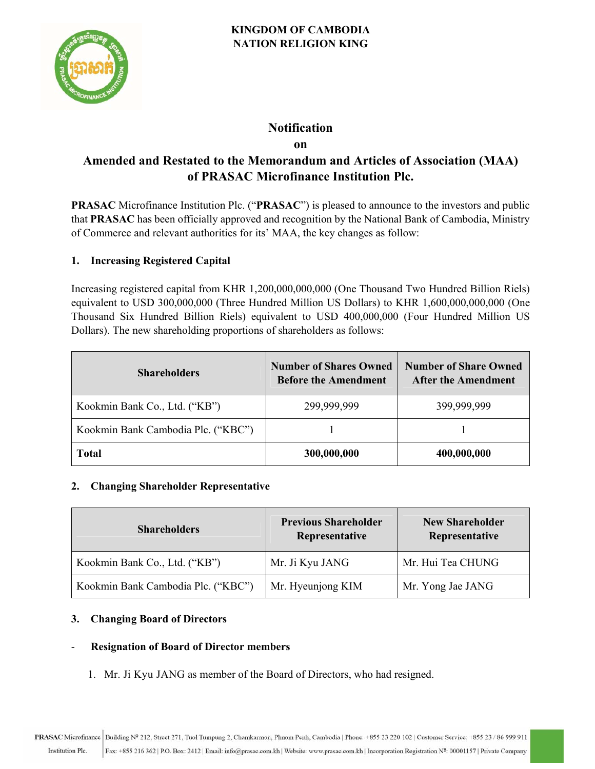**KINGDOM OF CAMBODIA**
**NATION RELIGION KING**

# Notification
# on
# Amended and Restated to the Memorandum and Articles of Association (MAA) of PRASAC Microfinance Institution Plc.

**PRASAC** Microfinance Institution Plc. ("**PRASAC**") is pleased to announce to the investors and public that **PRASAC** has been officially approved and recognition by the National Bank of Cambodia, Ministry of Commerce and relevant authorities for its' MAA, the key changes as follow:

## 1. Increasing Registered Capital

Increasing registered capital from KHR 1,200,000,000,000 (One Thousand Two Hundred Billion Riels) equivalent to USD 300,000,000 (Three Hundred Million US Dollars) to KHR 1,600,000,000,000 (One Thousand Six Hundred Billion Riels) equivalent to USD 400,000,000 (Four Hundred Million US Dollars). The new shareholding proportions of shareholders as follows:

| Shareholders | Number of Shares Owned Before the Amendment | Number of Share Owned After the Amendment |
|---|---|---|
| Kookmin Bank Co., Ltd. ("KB") | 299,999,999 | 399,999,999 |
| Kookmin Bank Cambodia Plc. ("KBC") | 1 | 1 |
| **Total** | **300,000,000** | **400,000,000** |

## 2. Changing Shareholder Representative

| Shareholders | Previous Shareholder Representative | New Shareholder Representative |
|---|---|---|
| Kookmin Bank Co., Ltd. ("KB") | Mr. Ji Kyu JANG | Mr. Hui Tea CHUNG |
| Kookmin Bank Cambodia Plc. ("KBC") | Mr. Hyeunjong KIM | Mr. Yong Jae JANG |

## 3. Changing Board of Directors

- **Resignation of Board of Director members**

1. Mr. Ji Kyu JANG as member of the Board of Directors, who had resigned.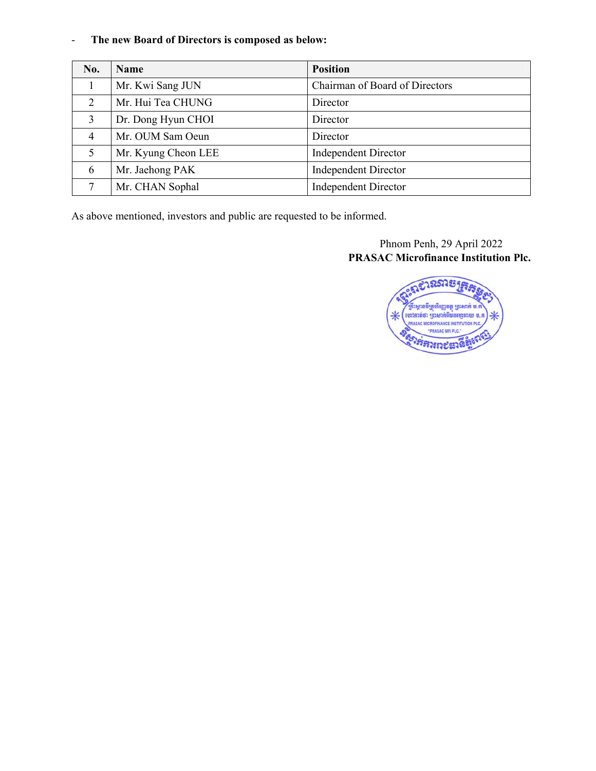- **The new Board of Directors is composed as below:**

| No. | Name | Position |
|---|---|---|
| 1 | Mr. Kwi Sang JUN | Chairman of Board of Directors |
| 2 | Mr. Hui Tea CHUNG | Director |
| 3 | Dr. Dong Hyun CHOI | Director |
| 4 | Mr. OUM Sam Oeun | Director |
| 5 | Mr. Kyung Cheon LEE | Independent Director |
| 6 | Mr. Jaehong PAK | Independent Director |
| 7 | Mr. CHAN Sophal | Independent Director |

As above mentioned, investors and public are requested to be informed.

Phnom Penh, 29 April 2022

**PRASAC Microfinance Institution Plc.**